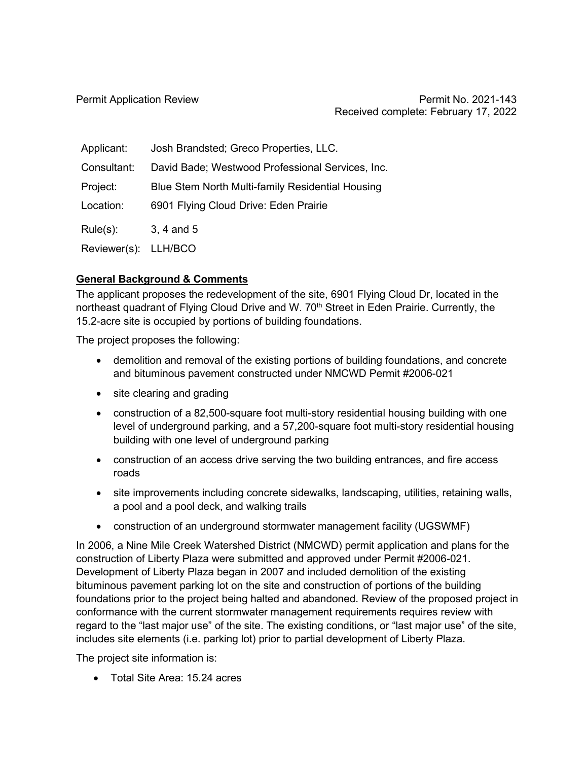Permit Application Review

Permit No. 2021-143
Received complete: February 17, 2022

| | |
|---|---|
| Applicant: | Josh Brandsted; Greco Properties, LLC. |
| Consultant: | David Bade; Westwood Professional Services, Inc. |
| Project: | Blue Stem North Multi-family Residential Housing |
| Location: | 6901 Flying Cloud Drive: Eden Prairie |
| Rule(s): | 3, 4 and 5 |
| Reviewer(s): | LLH/BCO |

## General Background & Comments

The applicant proposes the redevelopment of the site, 6901 Flying Cloud Dr, located in the northeast quadrant of Flying Cloud Drive and W. 70th Street in Eden Prairie. Currently, the 15.2-acre site is occupied by portions of building foundations.

The project proposes the following:

- demolition and removal of the existing portions of building foundations, and concrete and bituminous pavement constructed under NMCWD Permit #2006-021
- site clearing and grading
- construction of a 82,500-square foot multi-story residential housing building with one level of underground parking, and a 57,200-square foot multi-story residential housing building with one level of underground parking
- construction of an access drive serving the two building entrances, and fire access roads
- site improvements including concrete sidewalks, landscaping, utilities, retaining walls, a pool and a pool deck, and walking trails
- construction of an underground stormwater management facility (UGSWMF)

In 2006, a Nine Mile Creek Watershed District (NMCWD) permit application and plans for the construction of Liberty Plaza were submitted and approved under Permit #2006-021. Development of Liberty Plaza began in 2007 and included demolition of the existing bituminous pavement parking lot on the site and construction of portions of the building foundations prior to the project being halted and abandoned. Review of the proposed project in conformance with the current stormwater management requirements requires review with regard to the "last major use" of the site. The existing conditions, or "last major use" of the site, includes site elements (i.e. parking lot) prior to partial development of Liberty Plaza.

The project site information is:

- Total Site Area: 15.24 acres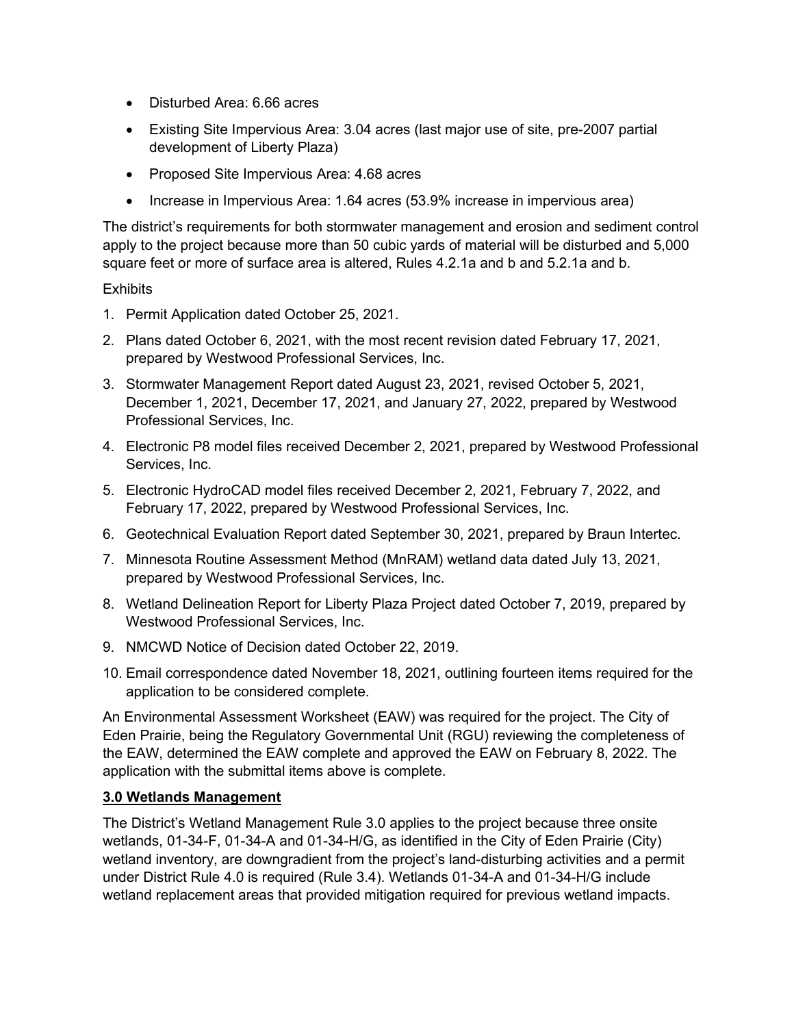- Disturbed Area: 6.66 acres
- Existing Site Impervious Area: 3.04 acres (last major use of site, pre-2007 partial development of Liberty Plaza)
- Proposed Site Impervious Area: 4.68 acres
- Increase in Impervious Area: 1.64 acres (53.9% increase in impervious area)

The district's requirements for both stormwater management and erosion and sediment control apply to the project because more than 50 cubic yards of material will be disturbed and 5,000 square feet or more of surface area is altered, Rules 4.2.1a and b and 5.2.1a and b.

Exhibits

1. Permit Application dated October 25, 2021.
2. Plans dated October 6, 2021, with the most recent revision dated February 17, 2021, prepared by Westwood Professional Services, Inc.
3. Stormwater Management Report dated August 23, 2021, revised October 5, 2021, December 1, 2021, December 17, 2021, and January 27, 2022, prepared by Westwood Professional Services, Inc.
4. Electronic P8 model files received December 2, 2021, prepared by Westwood Professional Services, Inc.
5. Electronic HydroCAD model files received December 2, 2021, February 7, 2022, and February 17, 2022, prepared by Westwood Professional Services, Inc.
6. Geotechnical Evaluation Report dated September 30, 2021, prepared by Braun Intertec.
7. Minnesota Routine Assessment Method (MnRAM) wetland data dated July 13, 2021, prepared by Westwood Professional Services, Inc.
8. Wetland Delineation Report for Liberty Plaza Project dated October 7, 2019, prepared by Westwood Professional Services, Inc.
9. NMCWD Notice of Decision dated October 22, 2019.
10. Email correspondence dated November 18, 2021, outlining fourteen items required for the application to be considered complete.

An Environmental Assessment Worksheet (EAW) was required for the project. The City of Eden Prairie, being the Regulatory Governmental Unit (RGU) reviewing the completeness of the EAW, determined the EAW complete and approved the EAW on February 8, 2022. The application with the submittal items above is complete.

**3.0 Wetlands Management**

The District's Wetland Management Rule 3.0 applies to the project because three onsite wetlands, 01-34-F, 01-34-A and 01-34-H/G, as identified in the City of Eden Prairie (City) wetland inventory, are downgradient from the project's land-disturbing activities and a permit under District Rule 4.0 is required (Rule 3.4). Wetlands 01-34-A and 01-34-H/G include wetland replacement areas that provided mitigation required for previous wetland impacts.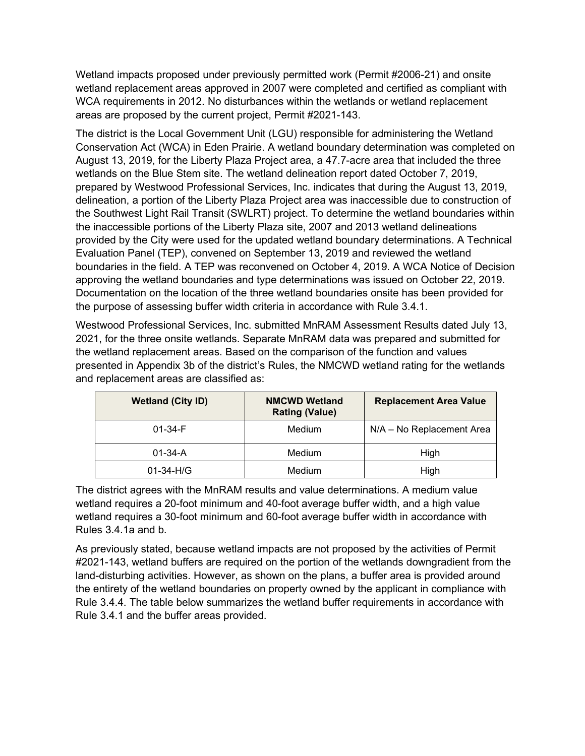Wetland impacts proposed under previously permitted work (Permit #2006-21) and onsite wetland replacement areas approved in 2007 were completed and certified as compliant with WCA requirements in 2012. No disturbances within the wetlands or wetland replacement areas are proposed by the current project, Permit #2021-143.

The district is the Local Government Unit (LGU) responsible for administering the Wetland Conservation Act (WCA) in Eden Prairie. A wetland boundary determination was completed on August 13, 2019, for the Liberty Plaza Project area, a 47.7-acre area that included the three wetlands on the Blue Stem site. The wetland delineation report dated October 7, 2019, prepared by Westwood Professional Services, Inc. indicates that during the August 13, 2019, delineation, a portion of the Liberty Plaza Project area was inaccessible due to construction of the Southwest Light Rail Transit (SWLRT) project. To determine the wetland boundaries within the inaccessible portions of the Liberty Plaza site, 2007 and 2013 wetland delineations provided by the City were used for the updated wetland boundary determinations. A Technical Evaluation Panel (TEP), convened on September 13, 2019 and reviewed the wetland boundaries in the field. A TEP was reconvened on October 4, 2019. A WCA Notice of Decision approving the wetland boundaries and type determinations was issued on October 22, 2019. Documentation on the location of the three wetland boundaries onsite has been provided for the purpose of assessing buffer width criteria in accordance with Rule 3.4.1.

Westwood Professional Services, Inc. submitted MnRAM Assessment Results dated July 13, 2021, for the three onsite wetlands. Separate MnRAM data was prepared and submitted for the wetland replacement areas. Based on the comparison of the function and values presented in Appendix 3b of the district's Rules, the NMCWD wetland rating for the wetlands and replacement areas are classified as:

| Wetland (City ID) | NMCWD Wetland Rating (Value) | Replacement Area Value |
|---|---|---|
| 01-34-F | Medium | N/A – No Replacement Area |
| 01-34-A | Medium | High |
| 01-34-H/G | Medium | High |

The district agrees with the MnRAM results and value determinations. A medium value wetland requires a 20-foot minimum and 40-foot average buffer width, and a high value wetland requires a 30-foot minimum and 60-foot average buffer width in accordance with Rules 3.4.1a and b.

As previously stated, because wetland impacts are not proposed by the activities of Permit #2021-143, wetland buffers are required on the portion of the wetlands downgradient from the land-disturbing activities. However, as shown on the plans, a buffer area is provided around the entirety of the wetland boundaries on property owned by the applicant in compliance with Rule 3.4.4. The table below summarizes the wetland buffer requirements in accordance with Rule 3.4.1 and the buffer areas provided.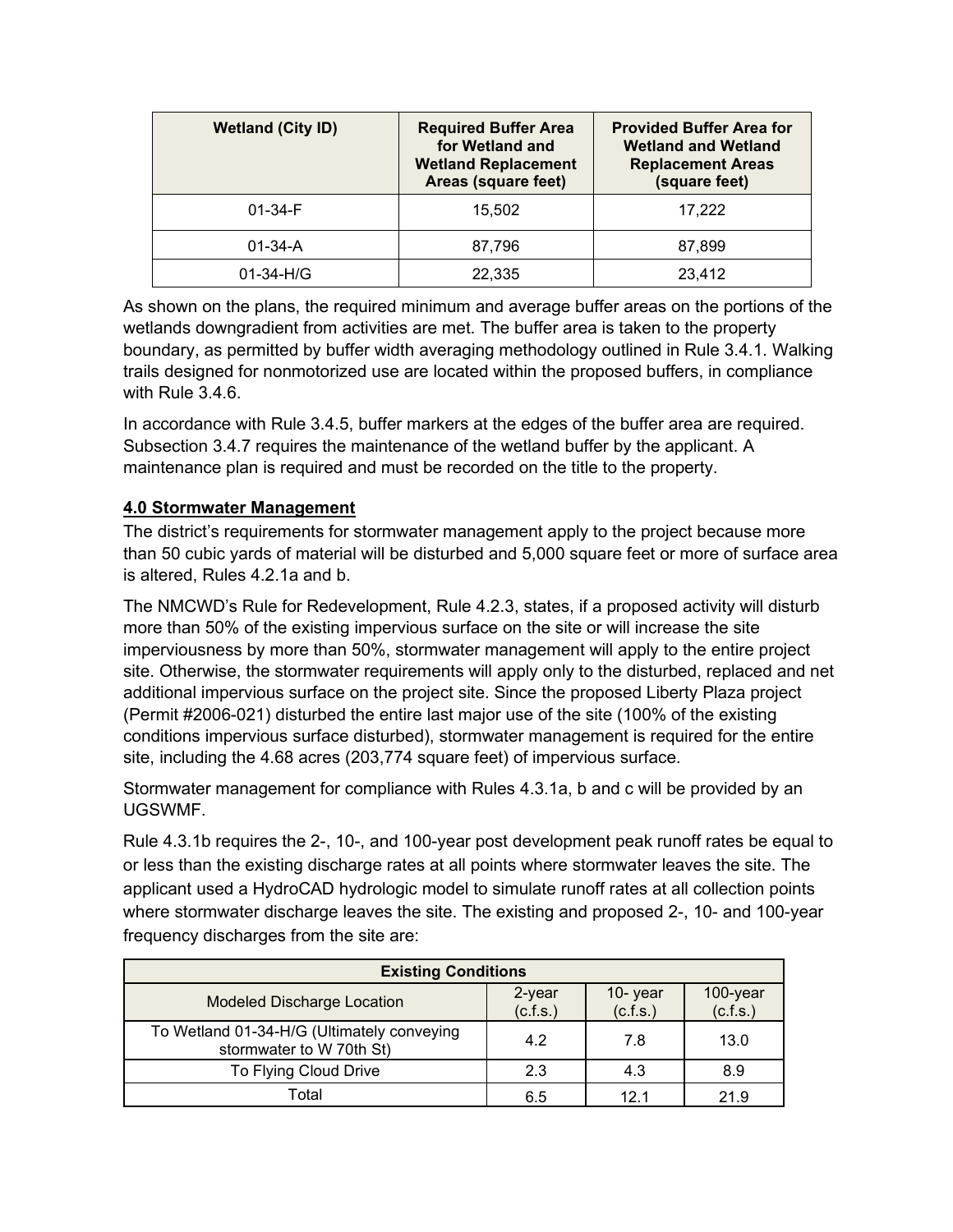| Wetland (City ID) | Required Buffer Area for Wetland and Wetland Replacement Areas (square feet) | Provided Buffer Area for Wetland and Wetland Replacement Areas (square feet) |
|---|---|---|
| 01-34-F | 15,502 | 17,222 |
| 01-34-A | 87,796 | 87,899 |
| 01-34-H/G | 22,335 | 23,412 |

As shown on the plans, the required minimum and average buffer areas on the portions of the wetlands downgradient from activities are met. The buffer area is taken to the property boundary, as permitted by buffer width averaging methodology outlined in Rule 3.4.1. Walking trails designed for nonmotorized use are located within the proposed buffers, in compliance with Rule 3.4.6.

In accordance with Rule 3.4.5, buffer markers at the edges of the buffer area are required. Subsection 3.4.7 requires the maintenance of the wetland buffer by the applicant. A maintenance plan is required and must be recorded on the title to the property.

## 4.0 Stormwater Management

The district's requirements for stormwater management apply to the project because more than 50 cubic yards of material will be disturbed and 5,000 square feet or more of surface area is altered, Rules 4.2.1a and b.

The NMCWD's Rule for Redevelopment, Rule 4.2.3, states, if a proposed activity will disturb more than 50% of the existing impervious surface on the site or will increase the site imperviousness by more than 50%, stormwater management will apply to the entire project site. Otherwise, the stormwater requirements will apply only to the disturbed, replaced and net additional impervious surface on the project site. Since the proposed Liberty Plaza project (Permit #2006-021) disturbed the entire last major use of the site (100% of the existing conditions impervious surface disturbed), stormwater management is required for the entire site, including the 4.68 acres (203,774 square feet) of impervious surface.

Stormwater management for compliance with Rules 4.3.1a, b and c will be provided by an UGSWMF.

Rule 4.3.1b requires the 2-, 10-, and 100-year post development peak runoff rates be equal to or less than the existing discharge rates at all points where stormwater leaves the site. The applicant used a HydroCAD hydrologic model to simulate runoff rates at all collection points where stormwater discharge leaves the site. The existing and proposed 2-, 10- and 100-year frequency discharges from the site are:

| Existing Conditions | | | |
|---|---|---|---|
| Modeled Discharge Location | 2-year (c.f.s.) | 10- year (c.f.s.) | 100-year (c.f.s.) |
| To Wetland 01-34-H/G (Ultimately conveying stormwater to W 70th St) | 4.2 | 7.8 | 13.0 |
| To Flying Cloud Drive | 2.3 | 4.3 | 8.9 |
| Total | 6.5 | 12.1 | 21.9 |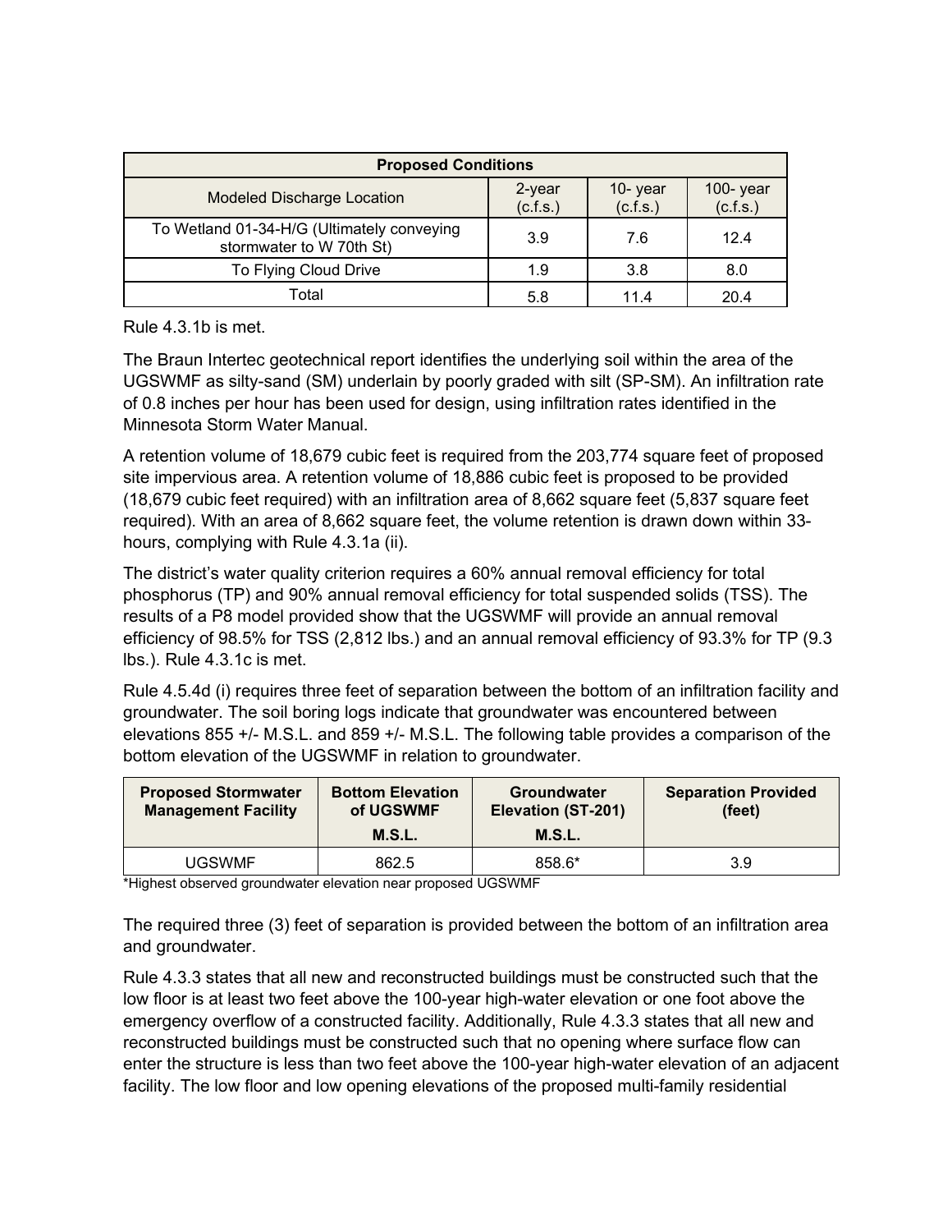| Proposed Conditions | | | |
| --- | --- | --- | --- |
| Modeled Discharge Location | 2-year (c.f.s.) | 10- year (c.f.s.) | 100- year (c.f.s.) |
| To Wetland 01-34-H/G (Ultimately conveying stormwater to W 70th St) | 3.9 | 7.6 | 12.4 |
| To Flying Cloud Drive | 1.9 | 3.8 | 8.0 |
| Total | 5.8 | 11.4 | 20.4 |

Rule 4.3.1b is met.

The Braun Intertec geotechnical report identifies the underlying soil within the area of the UGSWMF as silty-sand (SM) underlain by poorly graded with silt (SP-SM). An infiltration rate of 0.8 inches per hour has been used for design, using infiltration rates identified in the Minnesota Storm Water Manual.

A retention volume of 18,679 cubic feet is required from the 203,774 square feet of proposed site impervious area. A retention volume of 18,886 cubic feet is proposed to be provided (18,679 cubic feet required) with an infiltration area of 8,662 square feet (5,837 square feet required). With an area of 8,662 square feet, the volume retention is drawn down within 33-hours, complying with Rule 4.3.1a (ii).

The district's water quality criterion requires a 60% annual removal efficiency for total phosphorus (TP) and 90% annual removal efficiency for total suspended solids (TSS). The results of a P8 model provided show that the UGSWMF will provide an annual removal efficiency of 98.5% for TSS (2,812 lbs.) and an annual removal efficiency of 93.3% for TP (9.3 lbs.). Rule 4.3.1c is met.

Rule 4.5.4d (i) requires three feet of separation between the bottom of an infiltration facility and groundwater. The soil boring logs indicate that groundwater was encountered between elevations 855 +/- M.S.L. and 859 +/- M.S.L. The following table provides a comparison of the bottom elevation of the UGSWMF in relation to groundwater.

| Proposed Stormwater Management Facility | Bottom Elevation of UGSWMF M.S.L. | Groundwater Elevation (ST-201) M.S.L. | Separation Provided (feet) |
| --- | --- | --- | --- |
| UGSWMF | 862.5 | 858.6* | 3.9 |

*Highest observed groundwater elevation near proposed UGSWMF

The required three (3) feet of separation is provided between the bottom of an infiltration area and groundwater.

Rule 4.3.3 states that all new and reconstructed buildings must be constructed such that the low floor is at least two feet above the 100-year high-water elevation or one foot above the emergency overflow of a constructed facility. Additionally, Rule 4.3.3 states that all new and reconstructed buildings must be constructed such that no opening where surface flow can enter the structure is less than two feet above the 100-year high-water elevation of an adjacent facility. The low floor and low opening elevations of the proposed multi-family residential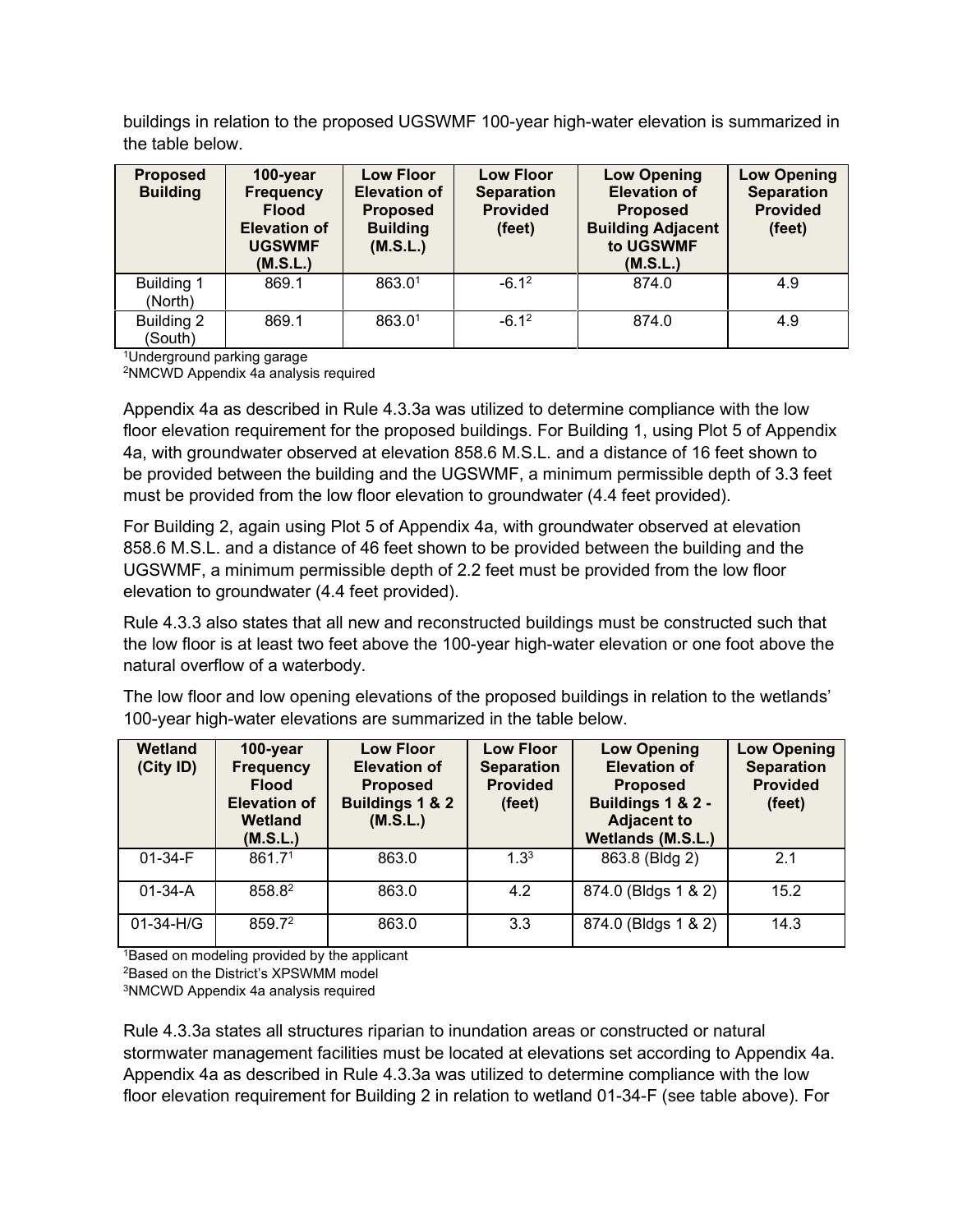buildings in relation to the proposed UGSWMF 100-year high-water elevation is summarized in the table below.

| Proposed Building | 100-year Frequency Flood Elevation of UGSWMF (M.S.L.) | Low Floor Elevation of Proposed Building (M.S.L.) | Low Floor Separation Provided (feet) | Low Opening Elevation of Proposed Building Adjacent to UGSWMF (M.S.L.) | Low Opening Separation Provided (feet) |
|---|---|---|---|---|---|
| Building 1 (North) | 869.1 | 863.0[1] | -6.1[2] | 874.0 | 4.9 |
| Building 2 (South) | 869.1 | 863.0[1] | -6.1[2] | 874.0 | 4.9 |

[1]Underground parking garage
[2]NMCWD Appendix 4a analysis required

Appendix 4a as described in Rule 4.3.3a was utilized to determine compliance with the low floor elevation requirement for the proposed buildings. For Building 1, using Plot 5 of Appendix 4a, with groundwater observed at elevation 858.6 M.S.L. and a distance of 16 feet shown to be provided between the building and the UGSWMF, a minimum permissible depth of 3.3 feet must be provided from the low floor elevation to groundwater (4.4 feet provided).

For Building 2, again using Plot 5 of Appendix 4a, with groundwater observed at elevation 858.6 M.S.L. and a distance of 46 feet shown to be provided between the building and the UGSWMF, a minimum permissible depth of 2.2 feet must be provided from the low floor elevation to groundwater (4.4 feet provided).

Rule 4.3.3 also states that all new and reconstructed buildings must be constructed such that the low floor is at least two feet above the 100-year high-water elevation or one foot above the natural overflow of a waterbody.

The low floor and low opening elevations of the proposed buildings in relation to the wetlands' 100-year high-water elevations are summarized in the table below.

| Wetland (City ID) | 100-year Frequency Flood Elevation of Wetland (M.S.L.) | Low Floor Elevation of Proposed Buildings 1 & 2 (M.S.L.) | Low Floor Separation Provided (feet) | Low Opening Elevation of Proposed Buildings 1 & 2 - Adjacent to Wetlands (M.S.L.) | Low Opening Separation Provided (feet) |
|---|---|---|---|---|---|
| 01-34-F | 861.7[1] | 863.0 | 1.3[3] | 863.8 (Bldg 2) | 2.1 |
| 01-34-A | 858.8[2] | 863.0 | 4.2 | 874.0 (Bldgs 1 & 2) | 15.2 |
| 01-34-H/G | 859.7[2] | 863.0 | 3.3 | 874.0 (Bldgs 1 & 2) | 14.3 |

[1]Based on modeling provided by the applicant
[2]Based on the District's XPSWMM model
[3]NMCWD Appendix 4a analysis required

Rule 4.3.3a states all structures riparian to inundation areas or constructed or natural stormwater management facilities must be located at elevations set according to Appendix 4a. Appendix 4a as described in Rule 4.3.3a was utilized to determine compliance with the low floor elevation requirement for Building 2 in relation to wetland 01-34-F (see table above). For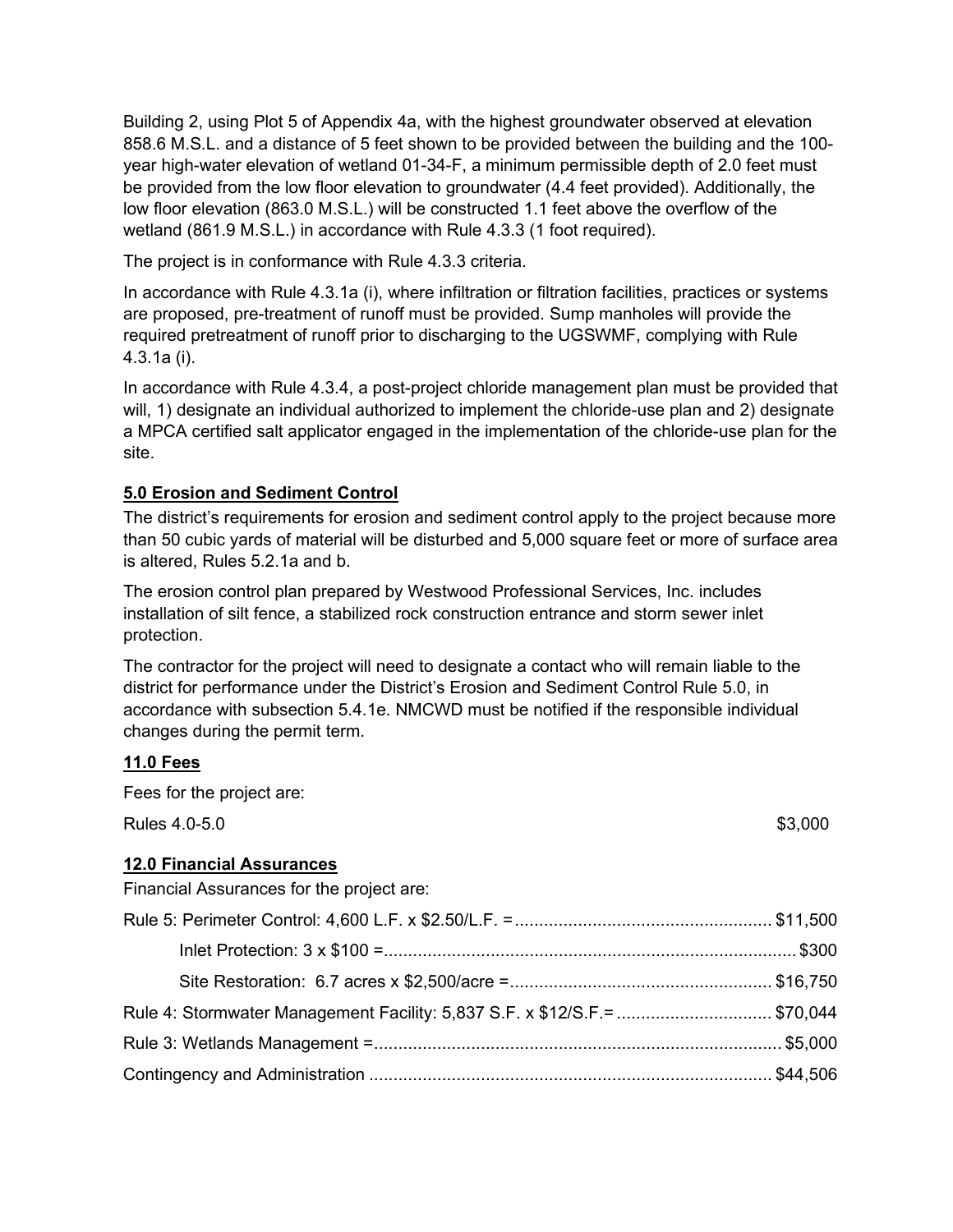Building 2, using Plot 5 of Appendix 4a, with the highest groundwater observed at elevation 858.6 M.S.L. and a distance of 5 feet shown to be provided between the building and the 100-year high-water elevation of wetland 01-34-F, a minimum permissible depth of 2.0 feet must be provided from the low floor elevation to groundwater (4.4 feet provided). Additionally, the low floor elevation (863.0 M.S.L.) will be constructed 1.1 feet above the overflow of the wetland (861.9 M.S.L.) in accordance with Rule 4.3.3 (1 foot required).

The project is in conformance with Rule 4.3.3 criteria.

In accordance with Rule 4.3.1a (i), where infiltration or filtration facilities, practices or systems are proposed, pre-treatment of runoff must be provided. Sump manholes will provide the required pretreatment of runoff prior to discharging to the UGSWMF, complying with Rule 4.3.1a (i).

In accordance with Rule 4.3.4, a post-project chloride management plan must be provided that will, 1) designate an individual authorized to implement the chloride-use plan and 2) designate a MPCA certified salt applicator engaged in the implementation of the chloride-use plan for the site.

## 5.0 Erosion and Sediment Control

The district's requirements for erosion and sediment control apply to the project because more than 50 cubic yards of material will be disturbed and 5,000 square feet or more of surface area is altered, Rules 5.2.1a and b.

The erosion control plan prepared by Westwood Professional Services, Inc. includes installation of silt fence, a stabilized rock construction entrance and storm sewer inlet protection.

The contractor for the project will need to designate a contact who will remain liable to the district for performance under the District's Erosion and Sediment Control Rule 5.0, in accordance with subsection 5.4.1e. NMCWD must be notified if the responsible individual changes during the permit term.

## 11.0 Fees

Fees for the project are:

Rules 4.0-5.0 $3,000

## 12.0 Financial Assurances

Financial Assurances for the project are:

Rule 5: Perimeter Control: 4,600 L.F. x $2.50/L.F. = $11,500

Inlet Protection: 3 x $100 = $300

Site Restoration: 6.7 acres x $2,500/acre = $16,750

Rule 4: Stormwater Management Facility: 5,837 S.F. x $12/S.F.= $70,044

Rule 3: Wetlands Management = $5,000

Contingency and Administration $44,506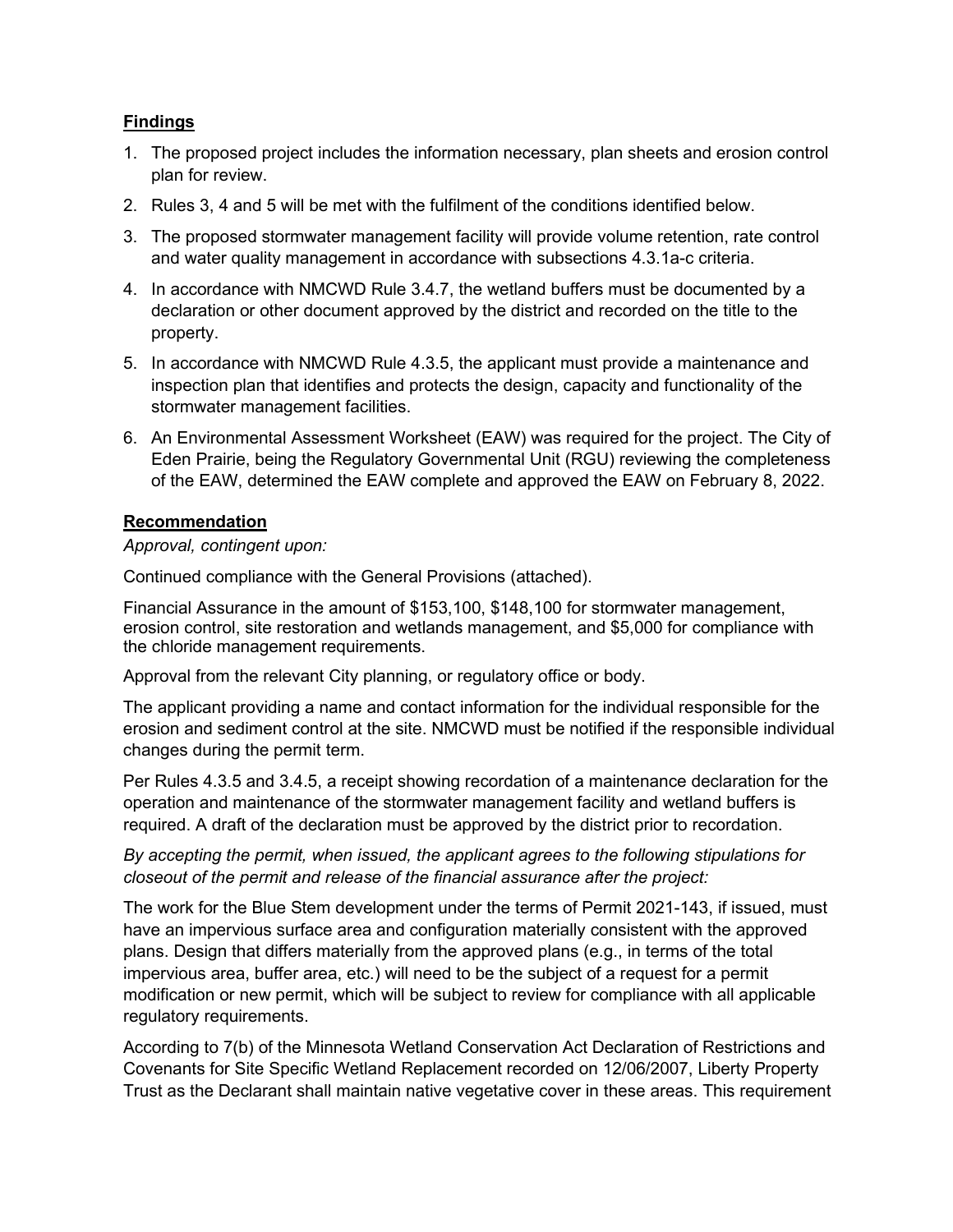**Findings**

1. The proposed project includes the information necessary, plan sheets and erosion control plan for review.
2. Rules 3, 4 and 5 will be met with the fulfilment of the conditions identified below.
3. The proposed stormwater management facility will provide volume retention, rate control and water quality management in accordance with subsections 4.3.1a-c criteria.
4. In accordance with NMCWD Rule 3.4.7, the wetland buffers must be documented by a declaration or other document approved by the district and recorded on the title to the property.
5. In accordance with NMCWD Rule 4.3.5, the applicant must provide a maintenance and inspection plan that identifies and protects the design, capacity and functionality of the stormwater management facilities.
6. An Environmental Assessment Worksheet (EAW) was required for the project. The City of Eden Prairie, being the Regulatory Governmental Unit (RGU) reviewing the completeness of the EAW, determined the EAW complete and approved the EAW on February 8, 2022.

**Recommendation**

*Approval, contingent upon:*

Continued compliance with the General Provisions (attached).

Financial Assurance in the amount of $153,100, $148,100 for stormwater management, erosion control, site restoration and wetlands management, and $5,000 for compliance with the chloride management requirements.

Approval from the relevant City planning, or regulatory office or body.

The applicant providing a name and contact information for the individual responsible for the erosion and sediment control at the site. NMCWD must be notified if the responsible individual changes during the permit term.

Per Rules 4.3.5 and 3.4.5, a receipt showing recordation of a maintenance declaration for the operation and maintenance of the stormwater management facility and wetland buffers is required. A draft of the declaration must be approved by the district prior to recordation.

*By accepting the permit, when issued, the applicant agrees to the following stipulations for closeout of the permit and release of the financial assurance after the project:*

The work for the Blue Stem development under the terms of Permit 2021-143, if issued, must have an impervious surface area and configuration materially consistent with the approved plans. Design that differs materially from the approved plans (e.g., in terms of the total impervious area, buffer area, etc.) will need to be the subject of a request for a permit modification or new permit, which will be subject to review for compliance with all applicable regulatory requirements.

According to 7(b) of the Minnesota Wetland Conservation Act Declaration of Restrictions and Covenants for Site Specific Wetland Replacement recorded on 12/06/2007, Liberty Property Trust as the Declarant shall maintain native vegetative cover in these areas. This requirement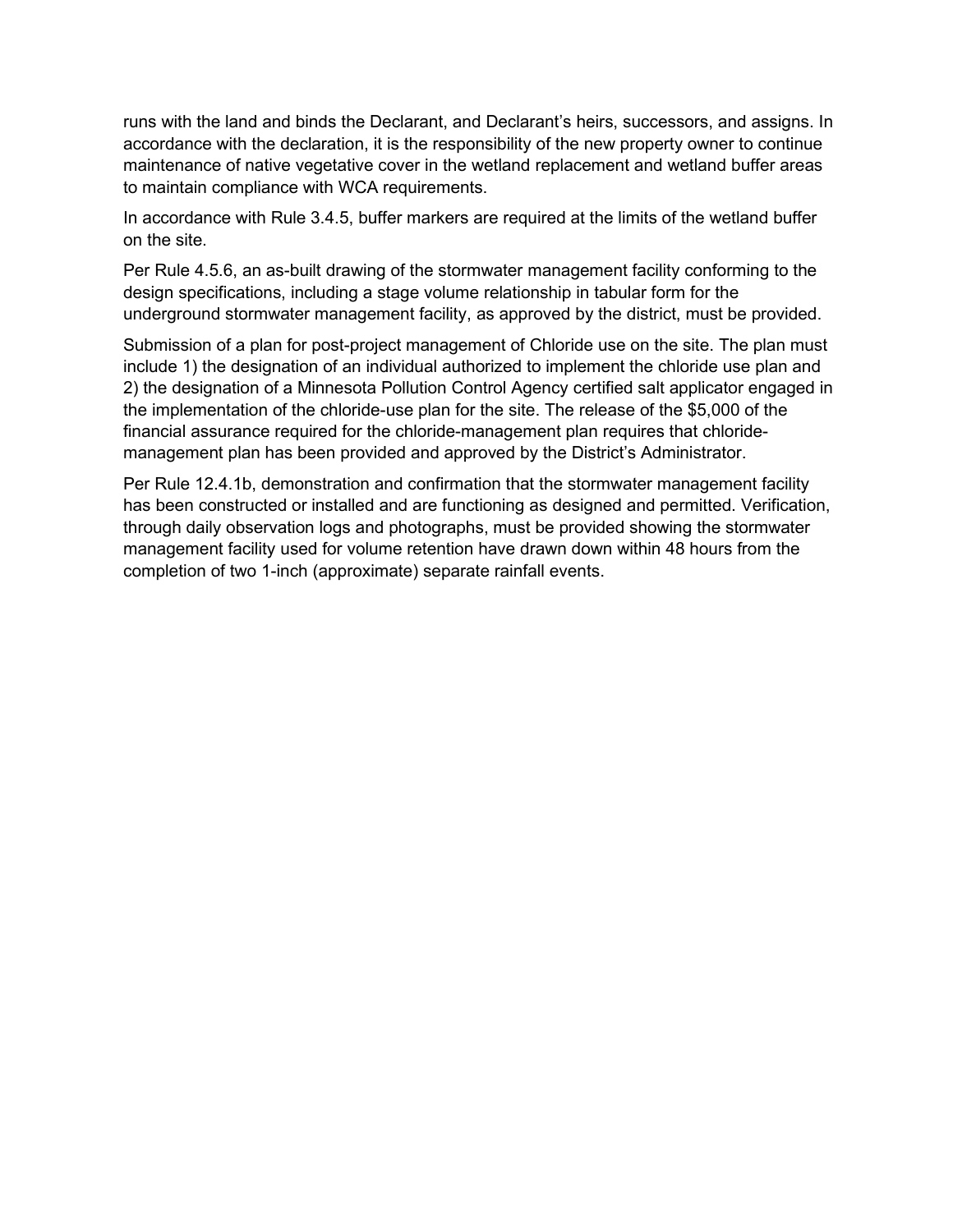runs with the land and binds the Declarant, and Declarant's heirs, successors, and assigns. In accordance with the declaration, it is the responsibility of the new property owner to continue maintenance of native vegetative cover in the wetland replacement and wetland buffer areas to maintain compliance with WCA requirements.

In accordance with Rule 3.4.5, buffer markers are required at the limits of the wetland buffer on the site.

Per Rule 4.5.6, an as-built drawing of the stormwater management facility conforming to the design specifications, including a stage volume relationship in tabular form for the underground stormwater management facility, as approved by the district, must be provided.

Submission of a plan for post-project management of Chloride use on the site. The plan must include 1) the designation of an individual authorized to implement the chloride use plan and 2) the designation of a Minnesota Pollution Control Agency certified salt applicator engaged in the implementation of the chloride-use plan for the site. The release of the $5,000 of the financial assurance required for the chloride-management plan requires that chloride-management plan has been provided and approved by the District's Administrator.

Per Rule 12.4.1b, demonstration and confirmation that the stormwater management facility has been constructed or installed and are functioning as designed and permitted. Verification, through daily observation logs and photographs, must be provided showing the stormwater management facility used for volume retention have drawn down within 48 hours from the completion of two 1-inch (approximate) separate rainfall events.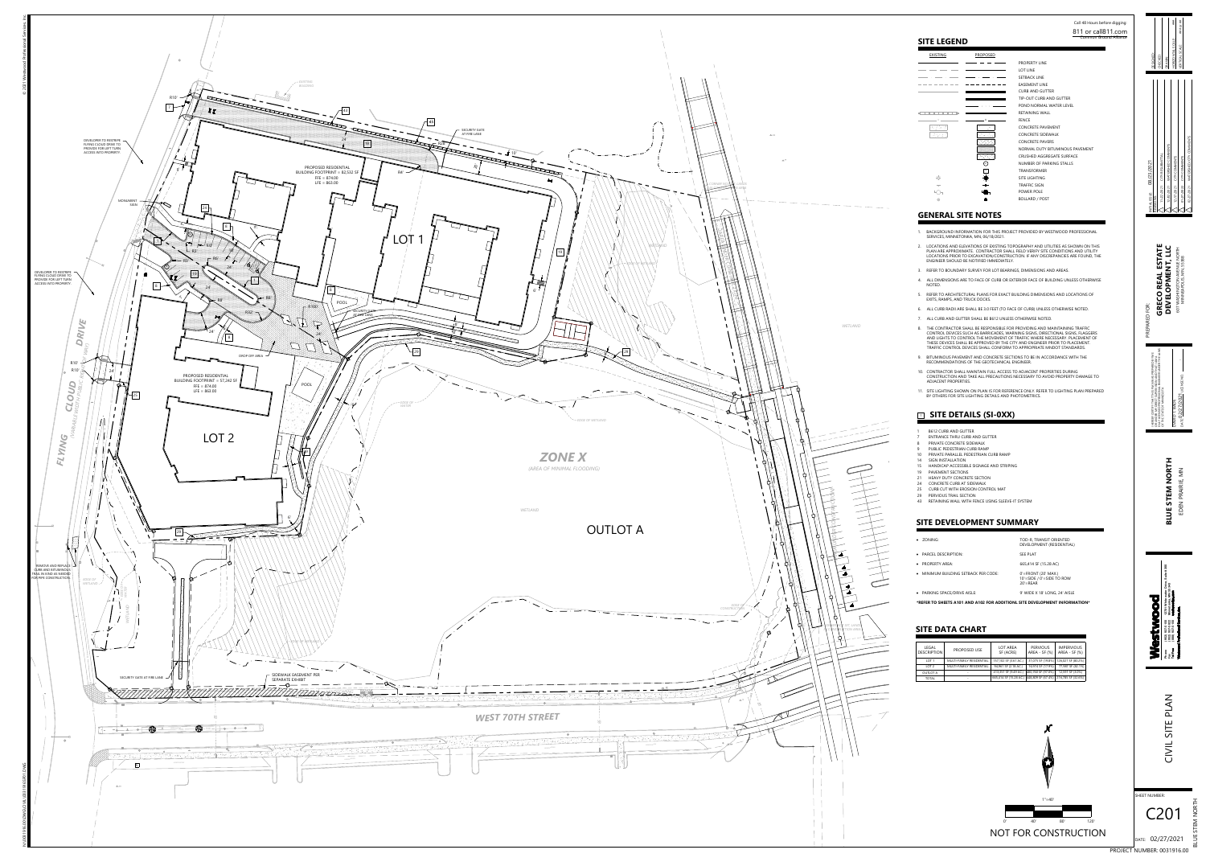Call 48 Hours before digging:
811 or call811.com
Common Ground Alliance

## SITE LEGEND

| EXISTING | PROPOSED | |
|---|---|---|
| | | PROPERTY LINE |
| | | LOT LINE |
| | | SETBACK LINE |
| | | EASEMENT LINE |
| | | CURB AND GUTTER |
| | | TIP-OUT CURB AND GUTTER |
| | | POND NORMAL WATER LEVEL |
| | | RETAINING WALL |
| | | FENCE |
| | | CONCRETE PAVEMENT |
| | | CONCRETE SIDEWALK |
| | | CONCRETE PAVERS |
| | | NORMAL DUTY BITUMINOUS PAVEMENT |
| | | CRUSHED AGGREGATE SURFACE |
| | | NUMBER OF PARKING STALLS |
| | | TRANSFORMER |
| | | SITE LIGHTING |
| | | TRAFFIC SIGN |
| | | POWER POLE |
| | | BOLLARD / POST |

## GENERAL SITE NOTES

1. BACKGROUND INFORMATION FOR THIS PROJECT PROVIDED BY WESTWOOD PROFESSIONAL SERVICES, MINNETONKA, MN, 06/18/2021.
2. LOCATIONS AND ELEVATIONS OF EXISTING TOPOGRAPHY AND UTILITIES AS SHOWN ON THIS PLAN ARE APPROXIMATE. CONTRACTOR SHALL FIELD VERIFY SITE CONDITIONS AND UTILITY LOCATIONS PRIOR TO EXCAVATION/CONSTRUCTION. IF ANY DISCREPANCIES ARE FOUND, THE ENGINEER SHOULD BE NOTIFIED IMMEDIATELY.
3. REFER TO BOUNDARY SURVEY FOR LOT BEARINGS, DIMENSIONS AND AREAS.
4. ALL DIMENSIONS ARE TO FACE OF CURB OR EXTERIOR FACE OF BUILDING UNLESS OTHERWISE NOTED.
5. REFER TO ARCHITECTURAL PLANS FOR EXACT BUILDING DIMENSIONS AND LOCATIONS OF EXITS, RAMPS, AND TRUCK DOCKS.
6. ALL CURB RADII ARE SHALL BE 3.0 FEET (TO FACE OF CURB) UNLESS OTHERWISE NOTED.
7. ALL CURB AND GUTTER SHALL BE B612 UNLESS OTHERWISE NOTED.
8. THE CONTRACTOR SHALL BE RESPONSIBLE FOR PROVIDING AND MAINTAINING TRAFFIC CONTROL DEVICES SUCH AS BARRICADES, WARNING SIGNS, DIRECTIONAL SIGNS, FLAGGERS AND LIGHTS TO CONTROL THE MOVEMENT OF TRAFFIC WHERE NECESSARY. PLACEMENT OF THESE DEVICES SHALL BE APPROVED BY THE CITY AND ENGINEER PRIOR TO PLACEMENT. TRAFFIC CONTROL DEVICES SHALL CONFORM TO APPROPRIATE MNDOT STANDARDS.
9. BITUMINOUS PAVEMENT AND CONCRETE SECTIONS TO BE IN ACCORDANCE WITH THE RECOMMENDATIONS OF THE GEOTECHNICAL ENGINEER.
10. CONTRACTOR SHALL MAINTAIN FULL ACCESS TO ADJACENT PROPERTIES DURING CONSTRUCTION AND TAKE ALL PRECAUTIONS NECESSARY TO AVOID PROPERTY DAMAGE TO ADJACENT PROPERTIES.
11. SITE LIGHTING SHOWN ON PLAN IS FOR REFERENCE ONLY. REFER TO LIGHTING PLAN PREPARED BY OTHERS FOR SITE LIGHTING DETAILS AND PHOTOMETRICS.

## SITE DETAILS (SI-0XX)

1 B612 CURB AND GUTTER
7 ENTRANCE THRU CURB AND GUTTER
8 PRIVATE CONCRETE SIDEWALK
9 PUBLIC PEDESTRIAN CURB RAMP
10 PRIVATE PARALLEL PEDESTRIAN CURB RAMP
14 SIGN INSTALLATION
15 HANDICAP ACCESSIBLE SIGNAGE AND STRIPING
19 PAVEMENT SECTIONS
21 HEAVY DUTY CONCRETE SECTION
24 CONCRETE CURB AT SIDEWALK
25 CURB CUT WITH EROSION CONTROL MAT
29 PERVIOUS TRAIL SECTION
43 RETAINING WALL WITH FENCE USING SLEEVE-IT SYSTEM

## SITE DEVELOPMENT SUMMARY

- ZONING: TOD-R, TRANSIT ORIENTED DEVELOPMENT (RESIDENTIAL)
- PARCEL DESCRIPTION: SEE PLAT
- PROPERTY AREA: 665,414 SF (15.28 AC)
- MINIMUM BUILDING SETBACK PER CODE: 0'=FRONT (20' MAX.) 10'=SIDE / 0'=SIDE TO ROW 20'=REAR
- PARKING SPACE/DRIVE AISLE: 9' WIDE X 18' LONG, 24' AISLE

**\*REFER TO SHEETS A101 AND A102 FOR ADDITIONAL SITE DEVELOPMENT INFORMATION\***

## SITE DATA CHART

| LEGAL DESCRIPTION | PROPOSED USE | LOT AREA SF (ACRE) | PERVIOUS AREA - SF (%) | IMPERVIOUS AREA - SF (%) |
|---|---|---|---|---|
| LOT 1 | MULTI-FAMILY RESIDENTIAL | 157,702 SF (3.62 AC) | 31,075 SF (19.8%) | 126,627 SF (80.2%) |
| LOT 2 | MULTI-FAMILY RESIDENTIAL | 92,867 SF (2.13 AC) | 15,912 SF (17.1%) | 77,000 SF (82.9%) |
| OUTLOT A | | 414,845 SF (9.53 AC) | 402,904 SF (97.1%) | 12,031 SF (2.9%) |
| TOTAL | | 665,414 SF (15.28 AC) | 449,891 SF (67.6%) | 215,788 SF (32.4%) |

ZONE X
(AREA OF MINIMAL FLOODING)

LOT 1
PROPOSED RESIDENTIAL BUILDING FOOTPRINT = 82,532 SF
FFE = 874.00
LFE = 863.00

LOT 2
PROPOSED RESIDENTIAL BUILDING FOOTPRINT = 57,242 SF
FFE = 874.00
LFE = 863.00

OUTLOT A

FLYING CLOUD DRIVE

WEST 70TH STREET

DEVELOPER TO RESTRIPE FLYING CLOUD DRIVE TO PROVIDE FOR LEFT TURN ACCESS INTO PROPERTY

MONUMENT SIGN

SECURITY GATE AT FIRE LANE

DROP OFF AREA

POOL

WETLAND

REMOVE AND REPLACE CURB AND BITUMINOUS TRAIL IN KIND AS NEEDED FOR PIPE CONSTRUCTION

SIDEWALK EASEMENT PER SEPARATE EXHIBIT

1" = 40'

NOT FOR CONSTRUCTION

PREPARED FOR:
**GRECO REAL ESTATE DEVELOPMENT, LLC**
607 WASHINGTON AVENUE NORTH
MINNEAPOLIS, MN 55401

**BLUE STEM NORTH**
EDEN PRAIRIE, MN

Westwood

CIVIL SITE PLAN

SHEET NUMBER:
C201

DATE: 02/27/2021

PROJECT NUMBER: 0031916.00